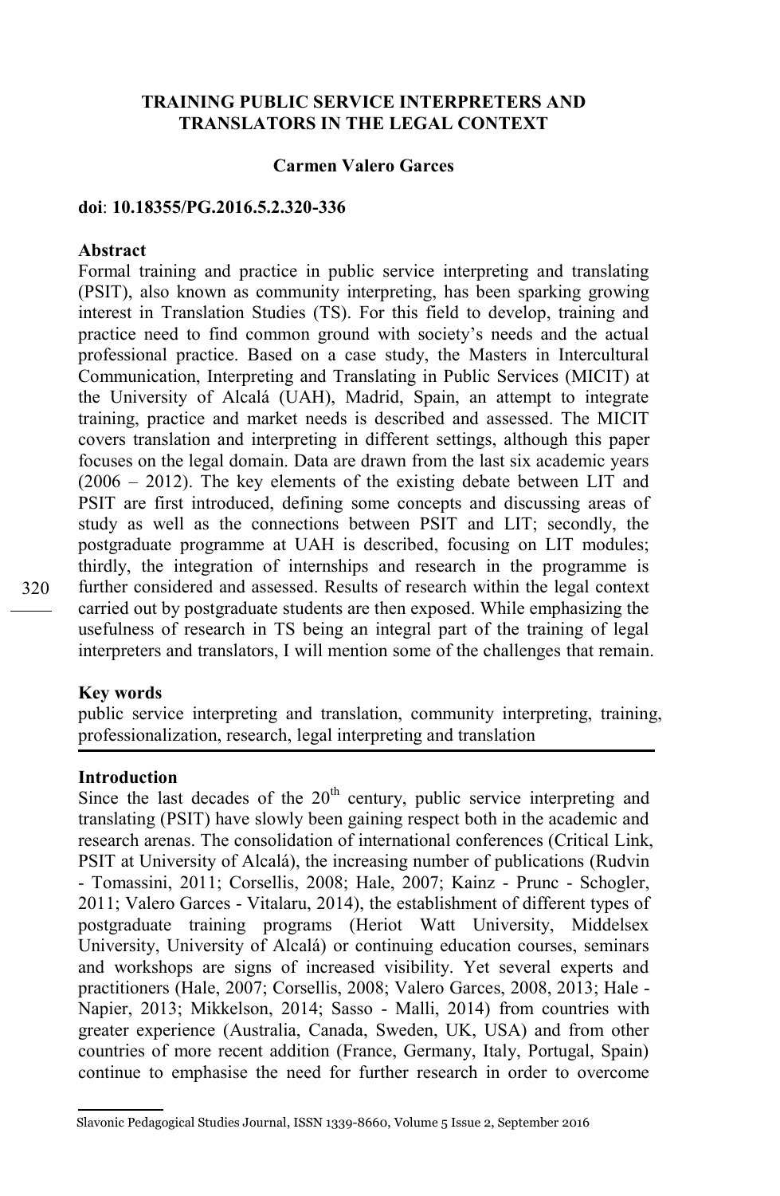# TRAINING PUBLIC SERVICE INTERPRETERS AND TRANSLATORS IN THE LEGAL CONTEXT

**Carmen Valero Garces**

**doi**: **10.18355/PG.2016.5.2.320-336**

## Abstract

Formal training and practice in public service interpreting and translating (PSIT), also known as community interpreting, has been sparking growing interest in Translation Studies (TS). For this field to develop, training and practice need to find common ground with society's needs and the actual professional practice. Based on a case study, the Masters in Intercultural Communication, Interpreting and Translating in Public Services (MICIT) at the University of Alcalá (UAH), Madrid, Spain, an attempt to integrate training, practice and market needs is described and assessed. The MICIT covers translation and interpreting in different settings, although this paper focuses on the legal domain. Data are drawn from the last six academic years (2006 – 2012). The key elements of the existing debate between LIT and PSIT are first introduced, defining some concepts and discussing areas of study as well as the connections between PSIT and LIT; secondly, the postgraduate programme at UAH is described, focusing on LIT modules; thirdly, the integration of internships and research in the programme is further considered and assessed. Results of research within the legal context carried out by postgraduate students are then exposed. While emphasizing the usefulness of research in TS being an integral part of the training of legal interpreters and translators, I will mention some of the challenges that remain.

## Key words

public service interpreting and translation, community interpreting, training, professionalization, research, legal interpreting and translation

## Introduction

Since the last decades of the 20th century, public service interpreting and translating (PSIT) have slowly been gaining respect both in the academic and research arenas. The consolidation of international conferences (Critical Link, PSIT at University of Alcalá), the increasing number of publications (Rudvin - Tomassini, 2011; Corsellis, 2008; Hale, 2007; Kainz - Prunc - Schogler, 2011; Valero Garces - Vitalaru, 2014), the establishment of different types of postgraduate training programs (Heriot Watt University, Middelsex University, University of Alcalá) or continuing education courses, seminars and workshops are signs of increased visibility. Yet several experts and practitioners (Hale, 2007; Corsellis, 2008; Valero Garces, 2008, 2013; Hale - Napier, 2013; Mikkelson, 2014; Sasso - Malli, 2014) from countries with greater experience (Australia, Canada, Sweden, UK, USA) and from other countries of more recent addition (France, Germany, Italy, Portugal, Spain) continue to emphasise the need for further research in order to overcome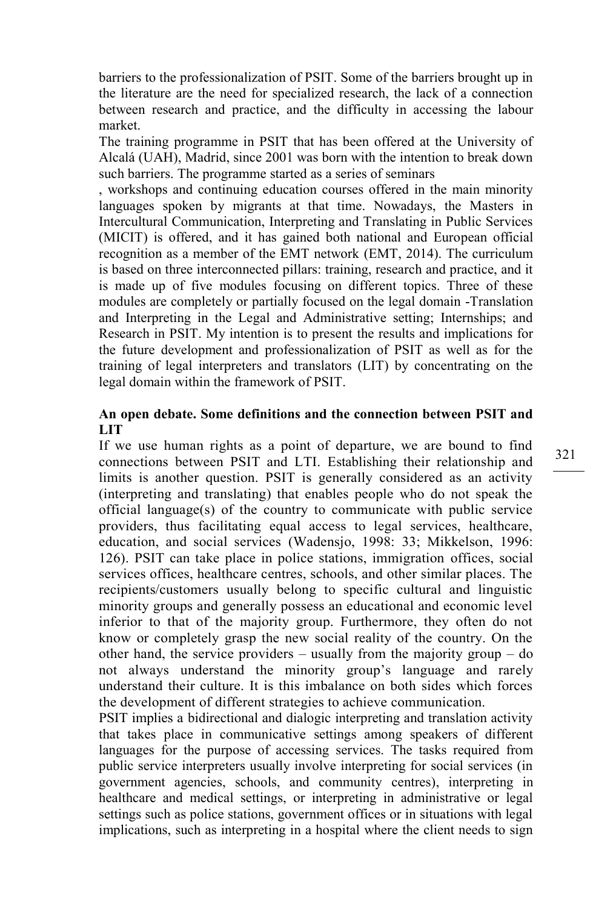barriers to the professionalization of PSIT. Some of the barriers brought up in the literature are the need for specialized research, the lack of a connection between research and practice, and the difficulty in accessing the labour market.

The training programme in PSIT that has been offered at the University of Alcalá (UAH), Madrid, since 2001 was born with the intention to break down such barriers. The programme started as a series of seminars , workshops and continuing education courses offered in the main minority languages spoken by migrants at that time. Nowadays, the Masters in Intercultural Communication, Interpreting and Translating in Public Services (MICIT) is offered, and it has gained both national and European official recognition as a member of the EMT network (EMT, 2014). The curriculum is based on three interconnected pillars: training, research and practice, and it is made up of five modules focusing on different topics. Three of these modules are completely or partially focused on the legal domain -Translation and Interpreting in the Legal and Administrative setting; Internships; and Research in PSIT. My intention is to present the results and implications for the future development and professionalization of PSIT as well as for the training of legal interpreters and translators (LIT) by concentrating on the legal domain within the framework of PSIT.

## An open debate. Some definitions and the connection between PSIT and LIT

If we use human rights as a point of departure, we are bound to find connections between PSIT and LTI. Establishing their relationship and limits is another question. PSIT is generally considered as an activity (interpreting and translating) that enables people who do not speak the official language(s) of the country to communicate with public service providers, thus facilitating equal access to legal services, healthcare, education, and social services (Wadensjo, 1998: 33; Mikkelson, 1996: 126). PSIT can take place in police stations, immigration offices, social services offices, healthcare centres, schools, and other similar places. The recipients/customers usually belong to specific cultural and linguistic minority groups and generally possess an educational and economic level inferior to that of the majority group. Furthermore, they often do not know or completely grasp the new social reality of the country. On the other hand, the service providers – usually from the majority group – do not always understand the minority group's language and rarely understand their culture. It is this imbalance on both sides which forces the development of different strategies to achieve communication.

PSIT implies a bidirectional and dialogic interpreting and translation activity that takes place in communicative settings among speakers of different languages for the purpose of accessing services. The tasks required from public service interpreters usually involve interpreting for social services (in government agencies, schools, and community centres), interpreting in healthcare and medical settings, or interpreting in administrative or legal settings such as police stations, government offices or in situations with legal implications, such as interpreting in a hospital where the client needs to sign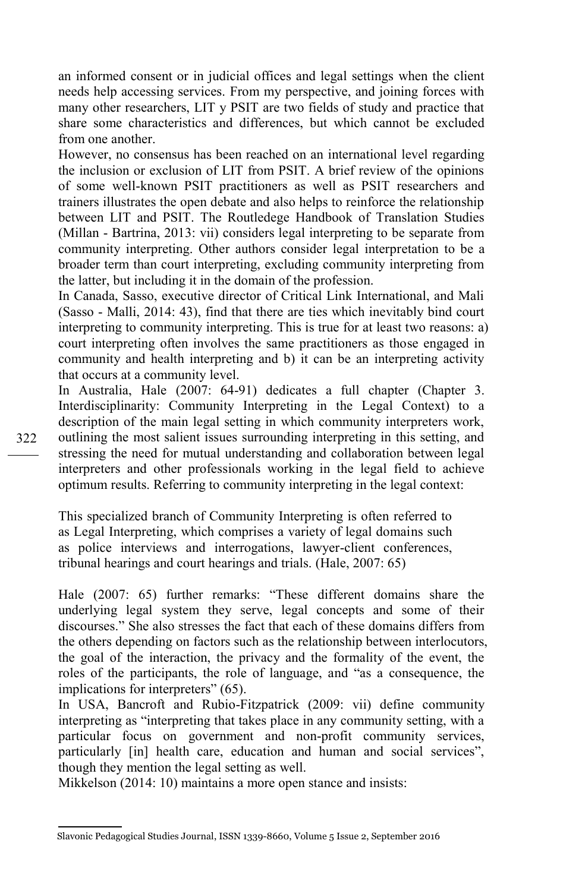an informed consent or in judicial offices and legal settings when the client needs help accessing services. From my perspective, and joining forces with many other researchers, LIT y PSIT are two fields of study and practice that share some characteristics and differences, but which cannot be excluded from one another.

However, no consensus has been reached on an international level regarding the inclusion or exclusion of LIT from PSIT. A brief review of the opinions of some well-known PSIT practitioners as well as PSIT researchers and trainers illustrates the open debate and also helps to reinforce the relationship between LIT and PSIT. The Routledege Handbook of Translation Studies (Millan - Bartrina, 2013: vii) considers legal interpreting to be separate from community interpreting. Other authors consider legal interpretation to be a broader term than court interpreting, excluding community interpreting from the latter, but including it in the domain of the profession.

In Canada, Sasso, executive director of Critical Link International, and Mali (Sasso - Malli, 2014: 43), find that there are ties which inevitably bind court interpreting to community interpreting. This is true for at least two reasons: a) court interpreting often involves the same practitioners as those engaged in community and health interpreting and b) it can be an interpreting activity that occurs at a community level.

In Australia, Hale (2007: 64-91) dedicates a full chapter (Chapter 3. Interdisciplinarity: Community Interpreting in the Legal Context) to a description of the main legal setting in which community interpreters work, outlining the most salient issues surrounding interpreting in this setting, and stressing the need for mutual understanding and collaboration between legal interpreters and other professionals working in the legal field to achieve optimum results. Referring to community interpreting in the legal context:

> This specialized branch of Community Interpreting is often referred to as Legal Interpreting, which comprises a variety of legal domains such as police interviews and interrogations, lawyer-client conferences, tribunal hearings and court hearings and trials. (Hale, 2007: 65)

Hale (2007: 65) further remarks: "These different domains share the underlying legal system they serve, legal concepts and some of their discourses." She also stresses the fact that each of these domains differs from the others depending on factors such as the relationship between interlocutors, the goal of the interaction, the privacy and the formality of the event, the roles of the participants, the role of language, and "as a consequence, the implications for interpreters" (65).

In USA, Bancroft and Rubio-Fitzpatrick (2009: vii) define community interpreting as "interpreting that takes place in any community setting, with a particular focus on government and non-profit community services, particularly [in] health care, education and human and social services", though they mention the legal setting as well.

Mikkelson (2014: 10) maintains a more open stance and insists: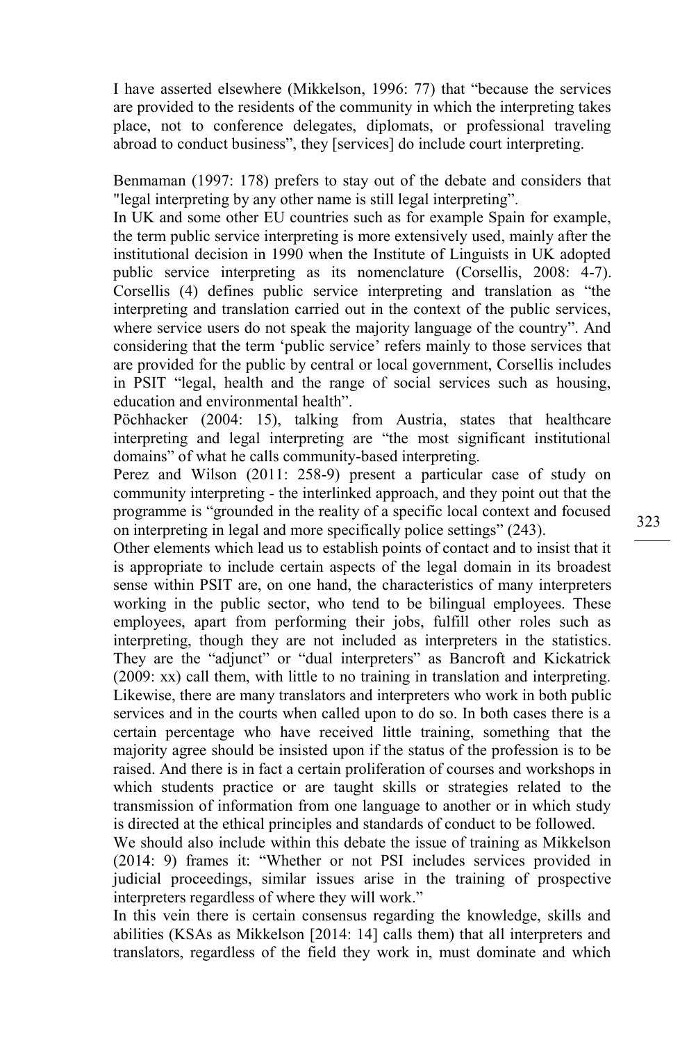I have asserted elsewhere (Mikkelson, 1996: 77) that "because the services are provided to the residents of the community in which the interpreting takes place, not to conference delegates, diplomats, or professional traveling abroad to conduct business", they [services] do include court interpreting.

Benmaman (1997: 178) prefers to stay out of the debate and considers that "legal interpreting by any other name is still legal interpreting".

In UK and some other EU countries such as for example Spain for example, the term public service interpreting is more extensively used, mainly after the institutional decision in 1990 when the Institute of Linguists in UK adopted public service interpreting as its nomenclature (Corsellis, 2008: 4-7). Corsellis (4) defines public service interpreting and translation as "the interpreting and translation carried out in the context of the public services, where service users do not speak the majority language of the country". And considering that the term 'public service' refers mainly to those services that are provided for the public by central or local government, Corsellis includes in PSIT "legal, health and the range of social services such as housing, education and environmental health".

Pöchhacker (2004: 15), talking from Austria, states that healthcare interpreting and legal interpreting are "the most significant institutional domains" of what he calls community-based interpreting.

Perez and Wilson (2011: 258-9) present a particular case of study on community interpreting - the interlinked approach, and they point out that the programme is "grounded in the reality of a specific local context and focused on interpreting in legal and more specifically police settings" (243).

Other elements which lead us to establish points of contact and to insist that it is appropriate to include certain aspects of the legal domain in its broadest sense within PSIT are, on one hand, the characteristics of many interpreters working in the public sector, who tend to be bilingual employees. These employees, apart from performing their jobs, fulfill other roles such as interpreting, though they are not included as interpreters in the statistics. They are the "adjunct" or "dual interpreters" as Bancroft and Kickatrick (2009: xx) call them, with little to no training in translation and interpreting. Likewise, there are many translators and interpreters who work in both public services and in the courts when called upon to do so. In both cases there is a certain percentage who have received little training, something that the majority agree should be insisted upon if the status of the profession is to be raised. And there is in fact a certain proliferation of courses and workshops in which students practice or are taught skills or strategies related to the transmission of information from one language to another or in which study is directed at the ethical principles and standards of conduct to be followed.

We should also include within this debate the issue of training as Mikkelson (2014: 9) frames it: "Whether or not PSI includes services provided in judicial proceedings, similar issues arise in the training of prospective interpreters regardless of where they will work."

In this vein there is certain consensus regarding the knowledge, skills and abilities (KSAs as Mikkelson [2014: 14] calls them) that all interpreters and translators, regardless of the field they work in, must dominate and which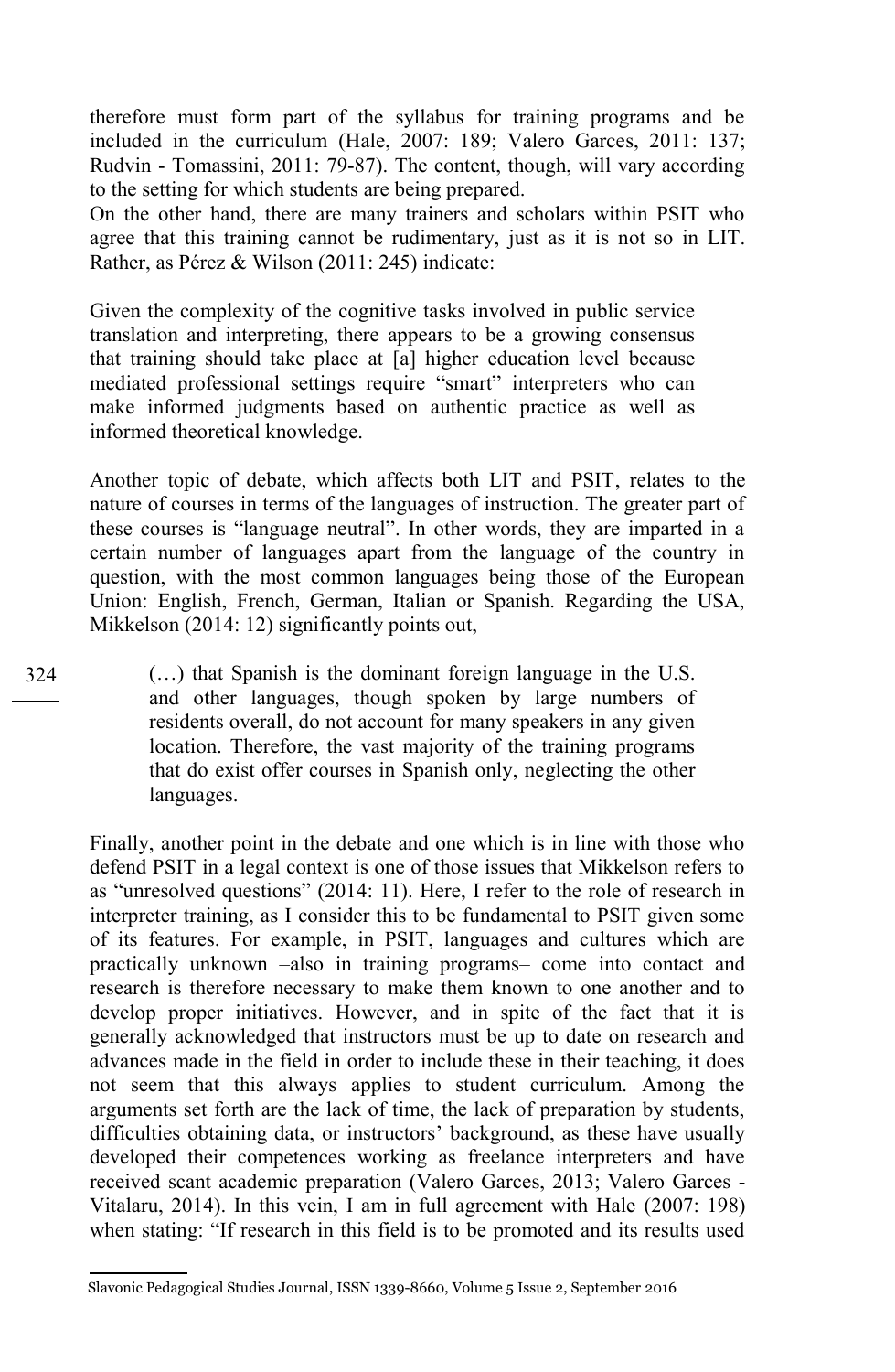therefore must form part of the syllabus for training programs and be included in the curriculum (Hale, 2007: 189; Valero Garces, 2011: 137; Rudvin - Tomassini, 2011: 79-87). The content, though, will vary according to the setting for which students are being prepared.

On the other hand, there are many trainers and scholars within PSIT who agree that this training cannot be rudimentary, just as it is not so in LIT. Rather, as Pérez & Wilson (2011: 245) indicate:

> Given the complexity of the cognitive tasks involved in public service translation and interpreting, there appears to be a growing consensus that training should take place at [a] higher education level because mediated professional settings require "smart" interpreters who can make informed judgments based on authentic practice as well as informed theoretical knowledge.

Another topic of debate, which affects both LIT and PSIT, relates to the nature of courses in terms of the languages of instruction. The greater part of these courses is "language neutral". In other words, they are imparted in a certain number of languages apart from the language of the country in question, with the most common languages being those of the European Union: English, French, German, Italian or Spanish. Regarding the USA, Mikkelson (2014: 12) significantly points out,

> (…) that Spanish is the dominant foreign language in the U.S. and other languages, though spoken by large numbers of residents overall, do not account for many speakers in any given location. Therefore, the vast majority of the training programs that do exist offer courses in Spanish only, neglecting the other languages.

Finally, another point in the debate and one which is in line with those who defend PSIT in a legal context is one of those issues that Mikkelson refers to as "unresolved questions" (2014: 11). Here, I refer to the role of research in interpreter training, as I consider this to be fundamental to PSIT given some of its features. For example, in PSIT, languages and cultures which are practically unknown –also in training programs– come into contact and research is therefore necessary to make them known to one another and to develop proper initiatives. However, and in spite of the fact that it is generally acknowledged that instructors must be up to date on research and advances made in the field in order to include these in their teaching, it does not seem that this always applies to student curriculum. Among the arguments set forth are the lack of time, the lack of preparation by students, difficulties obtaining data, or instructors' background, as these have usually developed their competences working as freelance interpreters and have received scant academic preparation (Valero Garces, 2013; Valero Garces - Vitalaru, 2014). In this vein, I am in full agreement with Hale (2007: 198) when stating: "If research in this field is to be promoted and its results used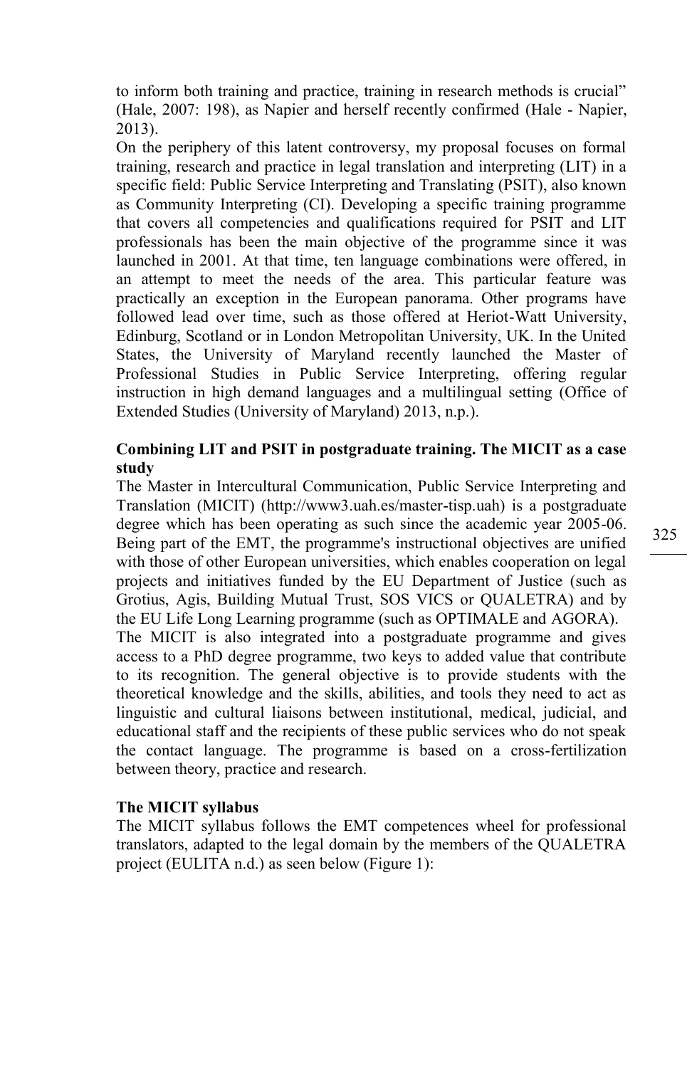to inform both training and practice, training in research methods is crucial" (Hale, 2007: 198), as Napier and herself recently confirmed (Hale - Napier, 2013).

On the periphery of this latent controversy, my proposal focuses on formal training, research and practice in legal translation and interpreting (LIT) in a specific field: Public Service Interpreting and Translating (PSIT), also known as Community Interpreting (CI). Developing a specific training programme that covers all competencies and qualifications required for PSIT and LIT professionals has been the main objective of the programme since it was launched in 2001. At that time, ten language combinations were offered, in an attempt to meet the needs of the area. This particular feature was practically an exception in the European panorama. Other programs have followed lead over time, such as those offered at Heriot-Watt University, Edinburg, Scotland or in London Metropolitan University, UK. In the United States, the University of Maryland recently launched the Master of Professional Studies in Public Service Interpreting, offering regular instruction in high demand languages and a multilingual setting (Office of Extended Studies (University of Maryland) 2013, n.p.).

**Combining LIT and PSIT in postgraduate training. The MICIT as a case study**

The Master in Intercultural Communication, Public Service Interpreting and Translation (MICIT) (http://www3.uah.es/master-tisp.uah) is a postgraduate degree which has been operating as such since the academic year 2005-06. Being part of the EMT, the programme's instructional objectives are unified with those of other European universities, which enables cooperation on legal projects and initiatives funded by the EU Department of Justice (such as Grotius, Agis, Building Mutual Trust, SOS VICS or QUALETRA) and by the EU Life Long Learning programme (such as OPTIMALE and AGORA).

The MICIT is also integrated into a postgraduate programme and gives access to a PhD degree programme, two keys to added value that contribute to its recognition. The general objective is to provide students with the theoretical knowledge and the skills, abilities, and tools they need to act as linguistic and cultural liaisons between institutional, medical, judicial, and educational staff and the recipients of these public services who do not speak the contact language. The programme is based on a cross-fertilization between theory, practice and research.

**The MICIT syllabus**

The MICIT syllabus follows the EMT competences wheel for professional translators, adapted to the legal domain by the members of the QUALETRA project (EULITA n.d.) as seen below (Figure 1):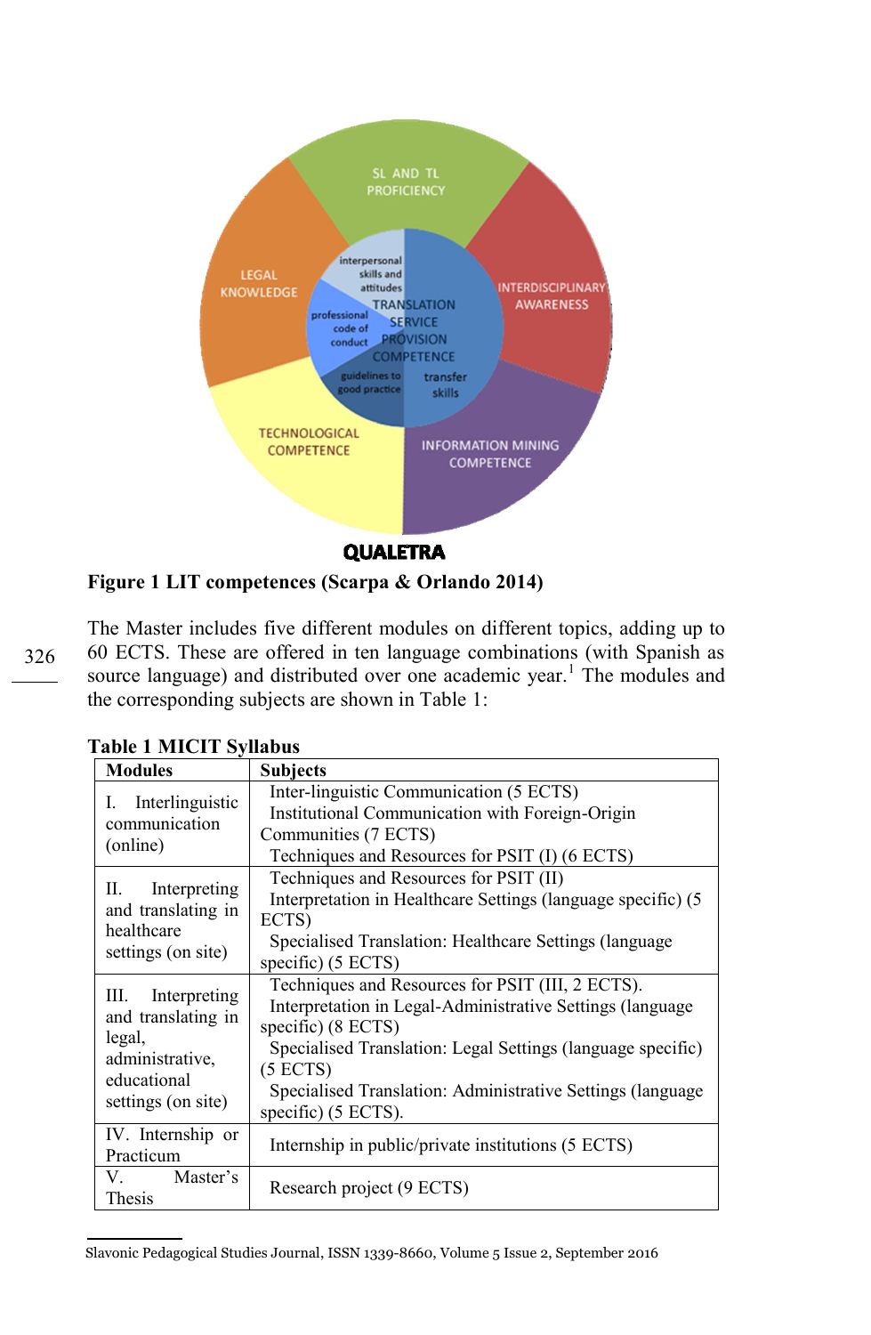**Figure 1 LIT competences (Scarpa & Orlando 2014)**

The Master includes five different modules on different topics, adding up to 60 ECTS. These are offered in ten language combinations (with Spanish as source language) and distributed over one academic year.[1] The modules and the corresponding subjects are shown in Table 1:

**Table 1 MICIT Syllabus**

| Modules | Subjects |
|---|---|
| I. Interlinguistic communication (online) | Inter-linguistic Communication (5 ECTS)<br>Institutional Communication with Foreign-Origin Communities (7 ECTS)<br>Techniques and Resources for PSIT (I) (6 ECTS) |
| II. Interpreting and translating in healthcare settings (on site) | Techniques and Resources for PSIT (II)<br>Interpretation in Healthcare Settings (language specific) (5 ECTS)<br>Specialised Translation: Healthcare Settings (language specific) (5 ECTS) |
| III. Interpreting and translating in legal, administrative, educational settings (on site) | Techniques and Resources for PSIT (III, 2 ECTS).<br>Interpretation in Legal-Administrative Settings (language specific) (8 ECTS)<br>Specialised Translation: Legal Settings (language specific) (5 ECTS)<br>Specialised Translation: Administrative Settings (language specific) (5 ECTS). |
| IV. Internship or Practicum | Internship in public/private institutions (5 ECTS) |
| V. Master's Thesis | Research project (9 ECTS) |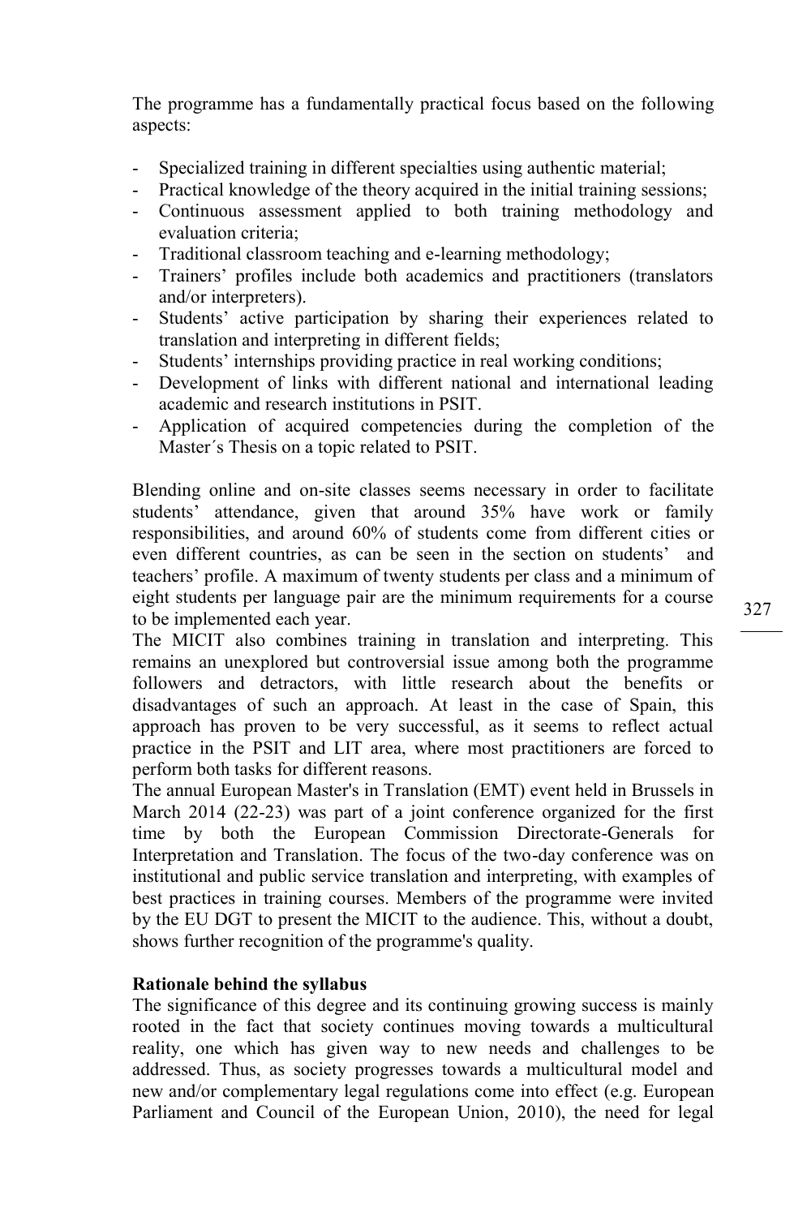The programme has a fundamentally practical focus based on the following aspects:

- Specialized training in different specialties using authentic material;
- Practical knowledge of the theory acquired in the initial training sessions;
- Continuous assessment applied to both training methodology and evaluation criteria;
- Traditional classroom teaching and e-learning methodology;
- Trainers' profiles include both academics and practitioners (translators and/or interpreters).
- Students' active participation by sharing their experiences related to translation and interpreting in different fields;
- Students' internships providing practice in real working conditions;
- Development of links with different national and international leading academic and research institutions in PSIT.
- Application of acquired competencies during the completion of the Master´s Thesis on a topic related to PSIT.

Blending online and on-site classes seems necessary in order to facilitate students' attendance, given that around 35% have work or family responsibilities, and around 60% of students come from different cities or even different countries, as can be seen in the section on students' and teachers' profile. A maximum of twenty students per class and a minimum of eight students per language pair are the minimum requirements for a course to be implemented each year.

The MICIT also combines training in translation and interpreting. This remains an unexplored but controversial issue among both the programme followers and detractors, with little research about the benefits or disadvantages of such an approach. At least in the case of Spain, this approach has proven to be very successful, as it seems to reflect actual practice in the PSIT and LIT area, where most practitioners are forced to perform both tasks for different reasons.

The annual European Master's in Translation (EMT) event held in Brussels in March 2014 (22-23) was part of a joint conference organized for the first time by both the European Commission Directorate-Generals for Interpretation and Translation. The focus of the two-day conference was on institutional and public service translation and interpreting, with examples of best practices in training courses. Members of the programme were invited by the EU DGT to present the MICIT to the audience. This, without a doubt, shows further recognition of the programme's quality.

**Rationale behind the syllabus**

The significance of this degree and its continuing growing success is mainly rooted in the fact that society continues moving towards a multicultural reality, one which has given way to new needs and challenges to be addressed. Thus, as society progresses towards a multicultural model and new and/or complementary legal regulations come into effect (e.g. European Parliament and Council of the European Union, 2010), the need for legal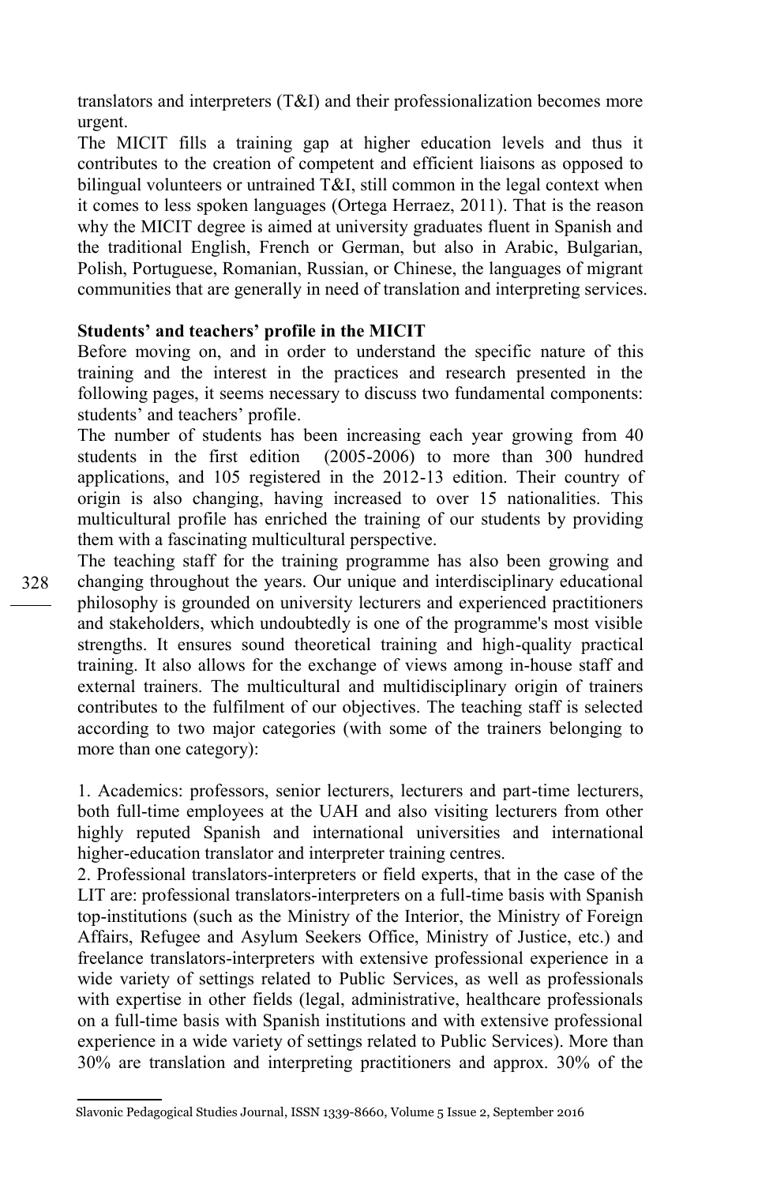translators and interpreters (T&I) and their professionalization becomes more urgent.

The MICIT fills a training gap at higher education levels and thus it contributes to the creation of competent and efficient liaisons as opposed to bilingual volunteers or untrained T&I, still common in the legal context when it comes to less spoken languages (Ortega Herraez, 2011). That is the reason why the MICIT degree is aimed at university graduates fluent in Spanish and the traditional English, French or German, but also in Arabic, Bulgarian, Polish, Portuguese, Romanian, Russian, or Chinese, the languages of migrant communities that are generally in need of translation and interpreting services.

**Students' and teachers' profile in the MICIT**

Before moving on, and in order to understand the specific nature of this training and the interest in the practices and research presented in the following pages, it seems necessary to discuss two fundamental components: students' and teachers' profile.

The number of students has been increasing each year growing from 40 students in the first edition (2005-2006) to more than 300 hundred applications, and 105 registered in the 2012-13 edition. Their country of origin is also changing, having increased to over 15 nationalities. This multicultural profile has enriched the training of our students by providing them with a fascinating multicultural perspective.

The teaching staff for the training programme has also been growing and changing throughout the years. Our unique and interdisciplinary educational philosophy is grounded on university lecturers and experienced practitioners and stakeholders, which undoubtedly is one of the programme's most visible strengths. It ensures sound theoretical training and high-quality practical training. It also allows for the exchange of views among in-house staff and external trainers. The multicultural and multidisciplinary origin of trainers contributes to the fulfilment of our objectives. The teaching staff is selected according to two major categories (with some of the trainers belonging to more than one category):

1. Academics: professors, senior lecturers, lecturers and part-time lecturers, both full-time employees at the UAH and also visiting lecturers from other highly reputed Spanish and international universities and international higher-education translator and interpreter training centres.
2. Professional translators-interpreters or field experts, that in the case of the LIT are: professional translators-interpreters on a full-time basis with Spanish top-institutions (such as the Ministry of the Interior, the Ministry of Foreign Affairs, Refugee and Asylum Seekers Office, Ministry of Justice, etc.) and freelance translators-interpreters with extensive professional experience in a wide variety of settings related to Public Services, as well as professionals with expertise in other fields (legal, administrative, healthcare professionals on a full-time basis with Spanish institutions and with extensive professional experience in a wide variety of settings related to Public Services). More than 30% are translation and interpreting practitioners and approx. 30% of the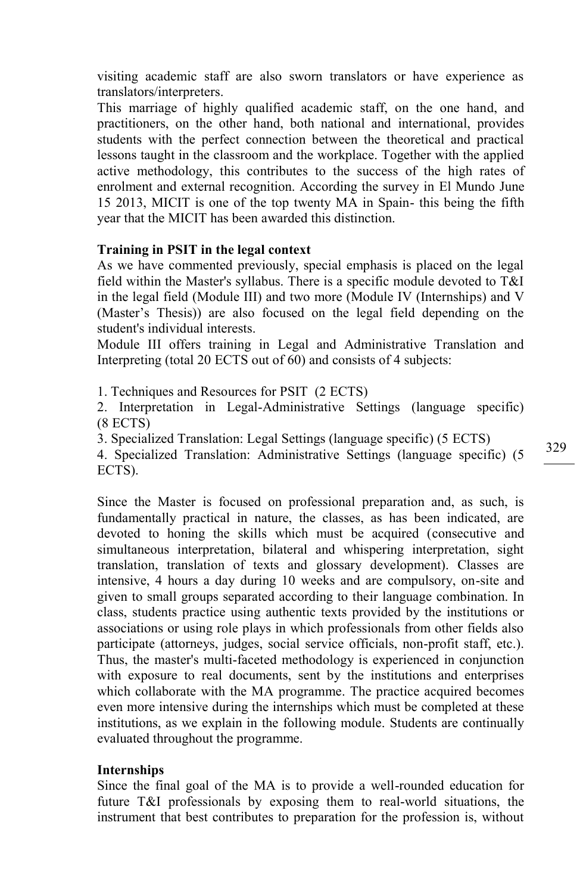visiting academic staff are also sworn translators or have experience as translators/interpreters.

This marriage of highly qualified academic staff, on the one hand, and practitioners, on the other hand, both national and international, provides students with the perfect connection between the theoretical and practical lessons taught in the classroom and the workplace. Together with the applied active methodology, this contributes to the success of the high rates of enrolment and external recognition. According the survey in El Mundo June 15 2013, MICIT is one of the top twenty MA in Spain- this being the fifth year that the MICIT has been awarded this distinction.

**Training in PSIT in the legal context**

As we have commented previously, special emphasis is placed on the legal field within the Master's syllabus. There is a specific module devoted to T&I in the legal field (Module III) and two more (Module IV (Internships) and V (Master's Thesis)) are also focused on the legal field depending on the student's individual interests.

Module III offers training in Legal and Administrative Translation and Interpreting (total 20 ECTS out of 60) and consists of 4 subjects:

1. Techniques and Resources for PSIT (2 ECTS)
2. Interpretation in Legal-Administrative Settings (language specific) (8 ECTS)
3. Specialized Translation: Legal Settings (language specific) (5 ECTS)
4. Specialized Translation: Administrative Settings (language specific) (5 ECTS).

Since the Master is focused on professional preparation and, as such, is fundamentally practical in nature, the classes, as has been indicated, are devoted to honing the skills which must be acquired (consecutive and simultaneous interpretation, bilateral and whispering interpretation, sight translation, translation of texts and glossary development). Classes are intensive, 4 hours a day during 10 weeks and are compulsory, on-site and given to small groups separated according to their language combination. In class, students practice using authentic texts provided by the institutions or associations or using role plays in which professionals from other fields also participate (attorneys, judges, social service officials, non-profit staff, etc.). Thus, the master's multi-faceted methodology is experienced in conjunction with exposure to real documents, sent by the institutions and enterprises which collaborate with the MA programme. The practice acquired becomes even more intensive during the internships which must be completed at these institutions, as we explain in the following module. Students are continually evaluated throughout the programme.

**Internships**

Since the final goal of the MA is to provide a well-rounded education for future T&I professionals by exposing them to real-world situations, the instrument that best contributes to preparation for the profession is, without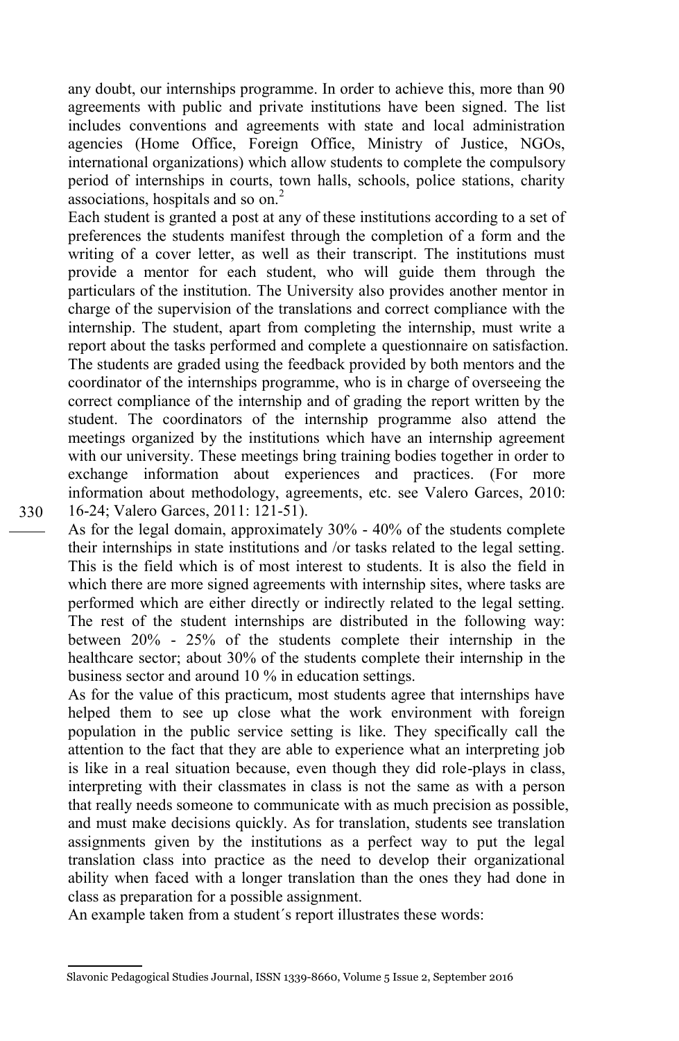any doubt, our internships programme. In order to achieve this, more than 90 agreements with public and private institutions have been signed. The list includes conventions and agreements with state and local administration agencies (Home Office, Foreign Office, Ministry of Justice, NGOs, international organizations) which allow students to complete the compulsory period of internships in courts, town halls, schools, police stations, charity associations, hospitals and so on.[2]

Each student is granted a post at any of these institutions according to a set of preferences the students manifest through the completion of a form and the writing of a cover letter, as well as their transcript. The institutions must provide a mentor for each student, who will guide them through the particulars of the institution. The University also provides another mentor in charge of the supervision of the translations and correct compliance with the internship. The student, apart from completing the internship, must write a report about the tasks performed and complete a questionnaire on satisfaction. The students are graded using the feedback provided by both mentors and the coordinator of the internships programme, who is in charge of overseeing the correct compliance of the internship and of grading the report written by the student. The coordinators of the internship programme also attend the meetings organized by the institutions which have an internship agreement with our university. These meetings bring training bodies together in order to exchange information about experiences and practices. (For more information about methodology, agreements, etc. see Valero Garces, 2010: 16-24; Valero Garces, 2011: 121-51).

As for the legal domain, approximately 30% - 40% of the students complete their internships in state institutions and /or tasks related to the legal setting. This is the field which is of most interest to students. It is also the field in which there are more signed agreements with internship sites, where tasks are performed which are either directly or indirectly related to the legal setting. The rest of the student internships are distributed in the following way: between 20% - 25% of the students complete their internship in the healthcare sector; about 30% of the students complete their internship in the business sector and around 10 % in education settings.

As for the value of this practicum, most students agree that internships have helped them to see up close what the work environment with foreign population in the public service setting is like. They specifically call the attention to the fact that they are able to experience what an interpreting job is like in a real situation because, even though they did role-plays in class, interpreting with their classmates in class is not the same as with a person that really needs someone to communicate with as much precision as possible, and must make decisions quickly. As for translation, students see translation assignments given by the institutions as a perfect way to put the legal translation class into practice as the need to develop their organizational ability when faced with a longer translation than the ones they had done in class as preparation for a possible assignment.

An example taken from a student´s report illustrates these words: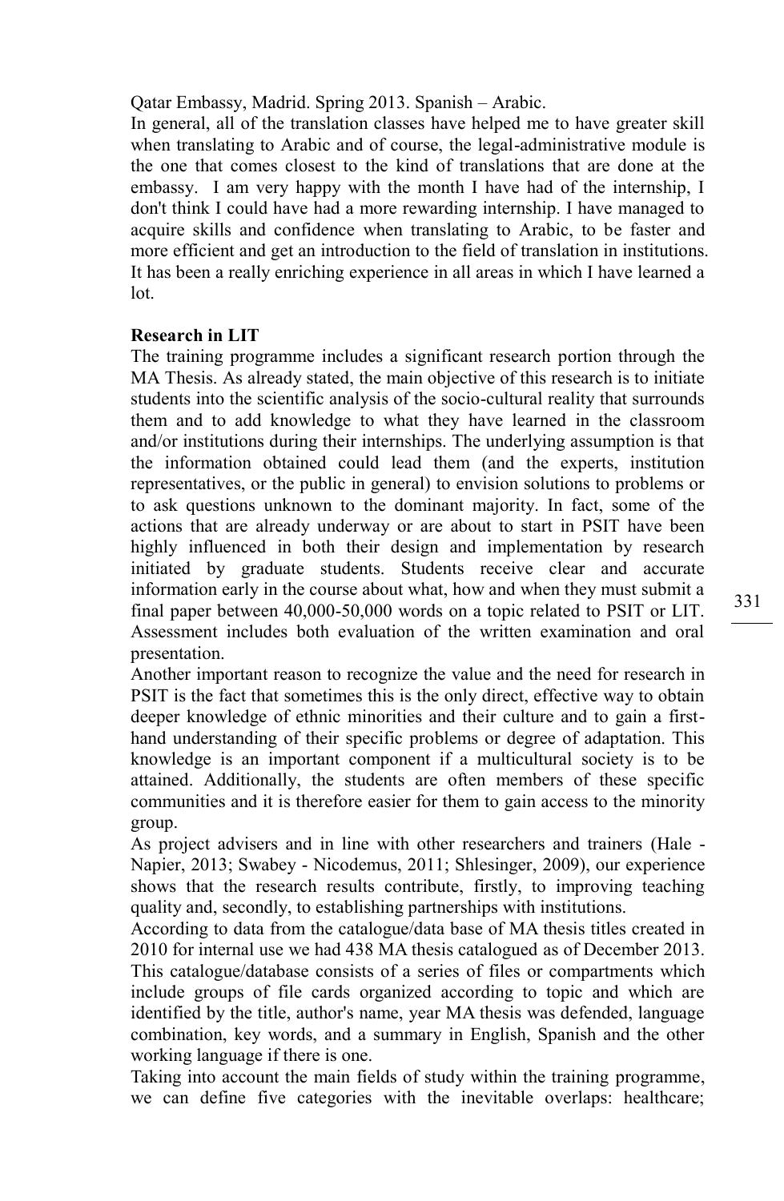Qatar Embassy, Madrid. Spring 2013. Spanish – Arabic.

In general, all of the translation classes have helped me to have greater skill when translating to Arabic and of course, the legal-administrative module is the one that comes closest to the kind of translations that are done at the embassy. I am very happy with the month I have had of the internship, I don't think I could have had a more rewarding internship. I have managed to acquire skills and confidence when translating to Arabic, to be faster and more efficient and get an introduction to the field of translation in institutions. It has been a really enriching experience in all areas in which I have learned a lot.

**Research in LIT**

The training programme includes a significant research portion through the MA Thesis. As already stated, the main objective of this research is to initiate students into the scientific analysis of the socio-cultural reality that surrounds them and to add knowledge to what they have learned in the classroom and/or institutions during their internships. The underlying assumption is that the information obtained could lead them (and the experts, institution representatives, or the public in general) to envision solutions to problems or to ask questions unknown to the dominant majority. In fact, some of the actions that are already underway or are about to start in PSIT have been highly influenced in both their design and implementation by research initiated by graduate students. Students receive clear and accurate information early in the course about what, how and when they must submit a final paper between 40,000-50,000 words on a topic related to PSIT or LIT. Assessment includes both evaluation of the written examination and oral presentation.

Another important reason to recognize the value and the need for research in PSIT is the fact that sometimes this is the only direct, effective way to obtain deeper knowledge of ethnic minorities and their culture and to gain a first-hand understanding of their specific problems or degree of adaptation. This knowledge is an important component if a multicultural society is to be attained. Additionally, the students are often members of these specific communities and it is therefore easier for them to gain access to the minority group.

As project advisers and in line with other researchers and trainers (Hale - Napier, 2013; Swabey - Nicodemus, 2011; Shlesinger, 2009), our experience shows that the research results contribute, firstly, to improving teaching quality and, secondly, to establishing partnerships with institutions.

According to data from the catalogue/data base of MA thesis titles created in 2010 for internal use we had 438 MA thesis catalogued as of December 2013. This catalogue/database consists of a series of files or compartments which include groups of file cards organized according to topic and which are identified by the title, author's name, year MA thesis was defended, language combination, key words, and a summary in English, Spanish and the other working language if there is one.

Taking into account the main fields of study within the training programme, we can define five categories with the inevitable overlaps: healthcare;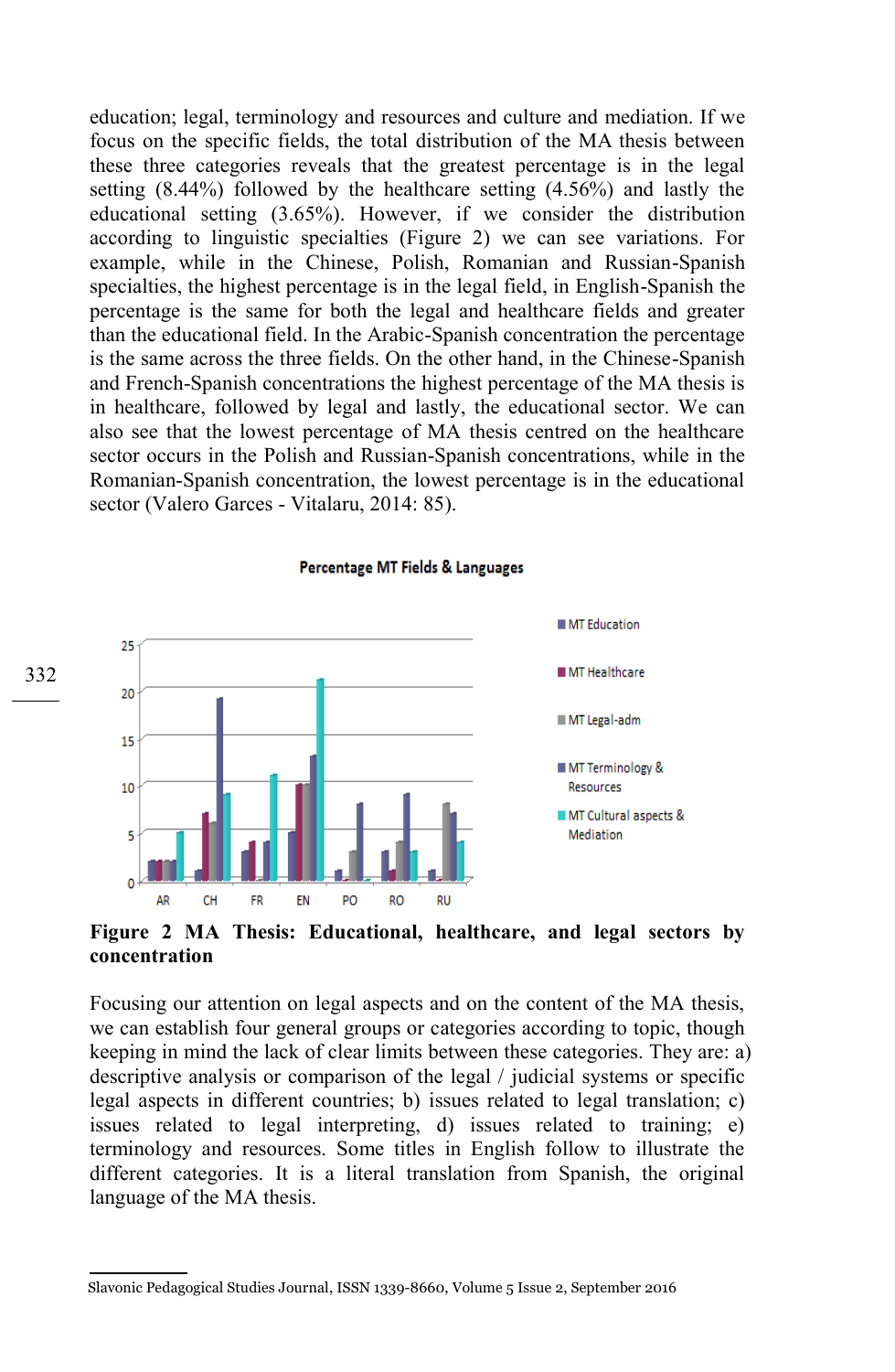education; legal, terminology and resources and culture and mediation. If we focus on the specific fields, the total distribution of the MA thesis between these three categories reveals that the greatest percentage is in the legal setting (8.44%) followed by the healthcare setting (4.56%) and lastly the educational setting (3.65%). However, if we consider the distribution according to linguistic specialties (Figure 2) we can see variations. For example, while in the Chinese, Polish, Romanian and Russian-Spanish specialties, the highest percentage is in the legal field, in English-Spanish the percentage is the same for both the legal and healthcare fields and greater than the educational field. In the Arabic-Spanish concentration the percentage is the same across the three fields. On the other hand, in the Chinese-Spanish and French-Spanish concentrations the highest percentage of the MA thesis is in healthcare, followed by legal and lastly, the educational sector. We can also see that the lowest percentage of MA thesis centred on the healthcare sector occurs in the Polish and Russian-Spanish concentrations, while in the Romanian-Spanish concentration, the lowest percentage is in the educational sector (Valero Garces - Vitalaru, 2014: 85).

**Percentage MT Fields & Languages**

**Figure 2 MA Thesis: Educational, healthcare, and legal sectors by concentration**

Focusing our attention on legal aspects and on the content of the MA thesis, we can establish four general groups or categories according to topic, though keeping in mind the lack of clear limits between these categories. They are: a) descriptive analysis or comparison of the legal / judicial systems or specific legal aspects in different countries; b) issues related to legal translation; c) issues related to legal interpreting, d) issues related to training; e) terminology and resources. Some titles in English follow to illustrate the different categories. It is a literal translation from Spanish, the original language of the MA thesis.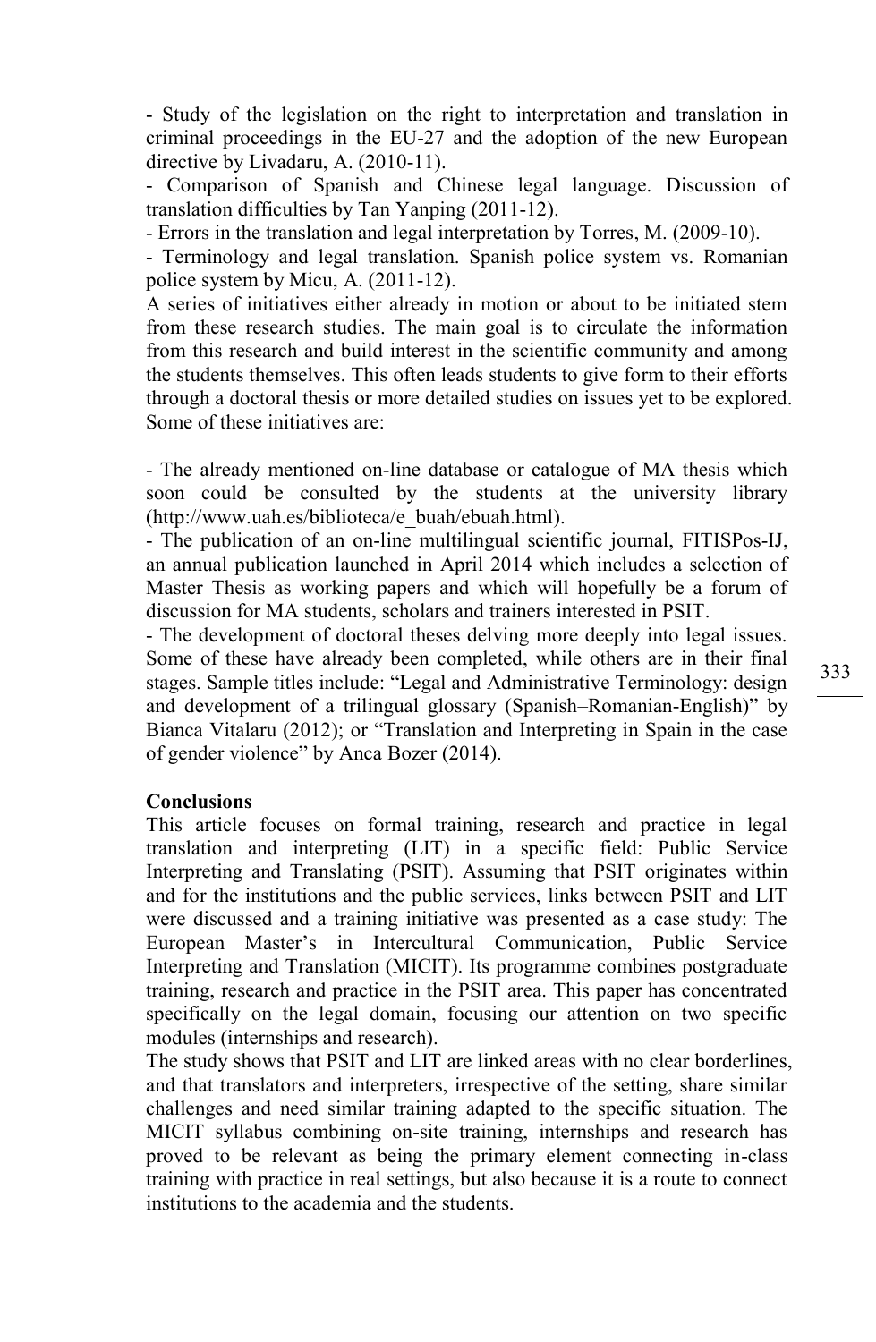- Study of the legislation on the right to interpretation and translation in criminal proceedings in the EU-27 and the adoption of the new European directive by Livadaru, A. (2010-11).
- Comparison of Spanish and Chinese legal language. Discussion of translation difficulties by Tan Yanping (2011-12).
- Errors in the translation and legal interpretation by Torres, M. (2009-10).
- Terminology and legal translation. Spanish police system vs. Romanian police system by Micu, A. (2011-12).

A series of initiatives either already in motion or about to be initiated stem from these research studies. The main goal is to circulate the information from this research and build interest in the scientific community and among the students themselves. This often leads students to give form to their efforts through a doctoral thesis or more detailed studies on issues yet to be explored. Some of these initiatives are:

- The already mentioned on-line database or catalogue of MA thesis which soon could be consulted by the students at the university library (http://www.uah.es/biblioteca/e_buah/ebuah.html).
- The publication of an on-line multilingual scientific journal, FITISPos-IJ, an annual publication launched in April 2014 which includes a selection of Master Thesis as working papers and which will hopefully be a forum of discussion for MA students, scholars and trainers interested in PSIT.
- The development of doctoral theses delving more deeply into legal issues. Some of these have already been completed, while others are in their final stages. Sample titles include: "Legal and Administrative Terminology: design and development of a trilingual glossary (Spanish–Romanian-English)" by Bianca Vitalaru (2012); or "Translation and Interpreting in Spain in the case of gender violence" by Anca Bozer (2014).

**Conclusions**

This article focuses on formal training, research and practice in legal translation and interpreting (LIT) in a specific field: Public Service Interpreting and Translating (PSIT). Assuming that PSIT originates within and for the institutions and the public services, links between PSIT and LIT were discussed and a training initiative was presented as a case study: The European Master's in Intercultural Communication, Public Service Interpreting and Translation (MICIT). Its programme combines postgraduate training, research and practice in the PSIT area. This paper has concentrated specifically on the legal domain, focusing our attention on two specific modules (internships and research).

The study shows that PSIT and LIT are linked areas with no clear borderlines, and that translators and interpreters, irrespective of the setting, share similar challenges and need similar training adapted to the specific situation. The MICIT syllabus combining on-site training, internships and research has proved to be relevant as being the primary element connecting in-class training with practice in real settings, but also because it is a route to connect institutions to the academia and the students.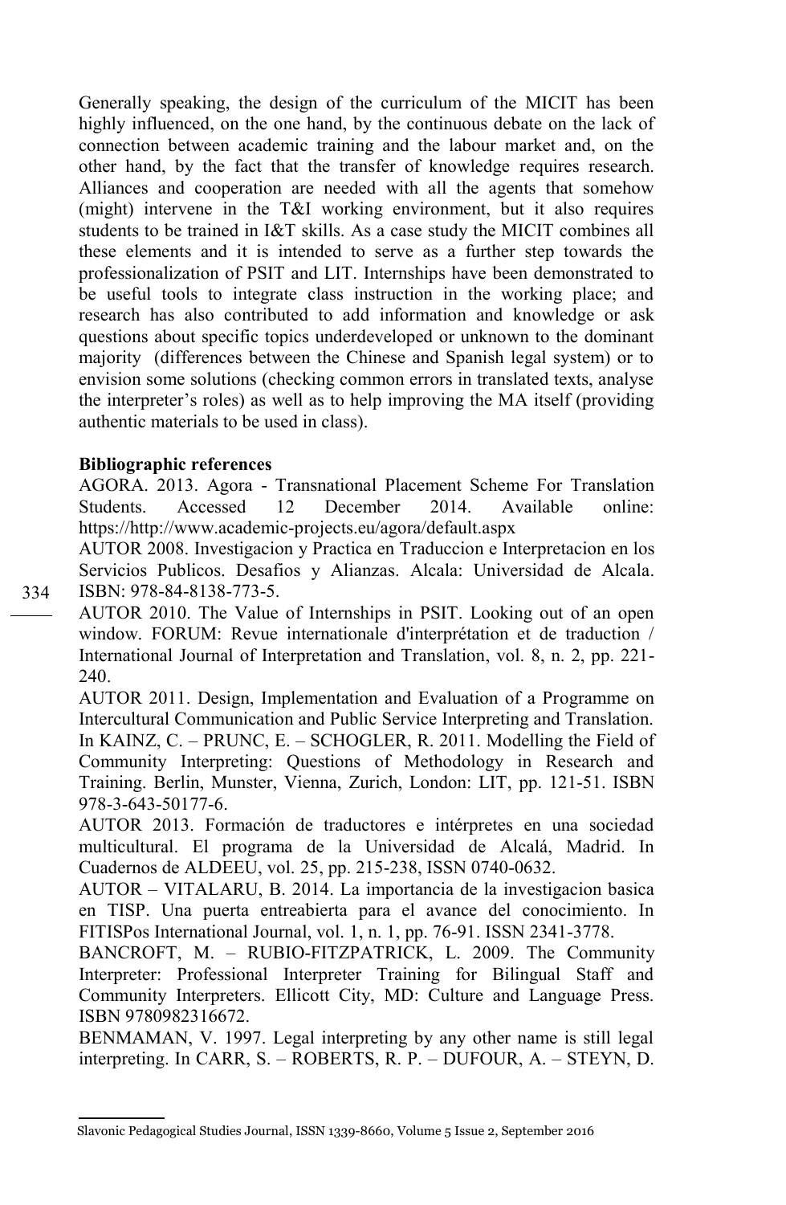Generally speaking, the design of the curriculum of the MICIT has been highly influenced, on the one hand, by the continuous debate on the lack of connection between academic training and the labour market and, on the other hand, by the fact that the transfer of knowledge requires research. Alliances and cooperation are needed with all the agents that somehow (might) intervene in the T&I working environment, but it also requires students to be trained in I&T skills. As a case study the MICIT combines all these elements and it is intended to serve as a further step towards the professionalization of PSIT and LIT. Internships have been demonstrated to be useful tools to integrate class instruction in the working place; and research has also contributed to add information and knowledge or ask questions about specific topics underdeveloped or unknown to the dominant majority (differences between the Chinese and Spanish legal system) or to envision some solutions (checking common errors in translated texts, analyse the interpreter's roles) as well as to help improving the MA itself (providing authentic materials to be used in class).

**Bibliographic references**

AGORA. 2013. Agora - Transnational Placement Scheme For Translation Students. Accessed 12 December 2014. Available online: https://http://www.academic-projects.eu/agora/default.aspx

AUTOR 2008. Investigacion y Practica en Traduccion e Interpretacion en los Servicios Publicos. Desafios y Alianzas. Alcala: Universidad de Alcala. ISBN: 978-84-8138-773-5.

AUTOR 2010. The Value of Internships in PSIT. Looking out of an open window. FORUM: Revue internationale d'interprétation et de traduction / International Journal of Interpretation and Translation, vol. 8, n. 2, pp. 221-240.

AUTOR 2011. Design, Implementation and Evaluation of a Programme on Intercultural Communication and Public Service Interpreting and Translation. In KAINZ, C. – PRUNC, E. – SCHOGLER, R. 2011. Modelling the Field of Community Interpreting: Questions of Methodology in Research and Training. Berlin, Munster, Vienna, Zurich, London: LIT, pp. 121-51. ISBN 978-3-643-50177-6.

AUTOR 2013. Formación de traductores e intérpretes en una sociedad multicultural. El programa de la Universidad de Alcalá, Madrid. In Cuadernos de ALDEEU, vol. 25, pp. 215-238, ISSN 0740-0632.

AUTOR – VITALARU, B. 2014. La importancia de la investigacion basica en TISP. Una puerta entreabierta para el avance del conocimiento. In FITISPos International Journal, vol. 1, n. 1, pp. 76-91. ISSN 2341-3778.

BANCROFT, M. – RUBIO-FITZPATRICK, L. 2009. The Community Interpreter: Professional Interpreter Training for Bilingual Staff and Community Interpreters. Ellicott City, MD: Culture and Language Press. ISBN 9780982316672.

BENMAMAN, V. 1997. Legal interpreting by any other name is still legal interpreting. In CARR, S. – ROBERTS, R. P. – DUFOUR, A. – STEYN, D.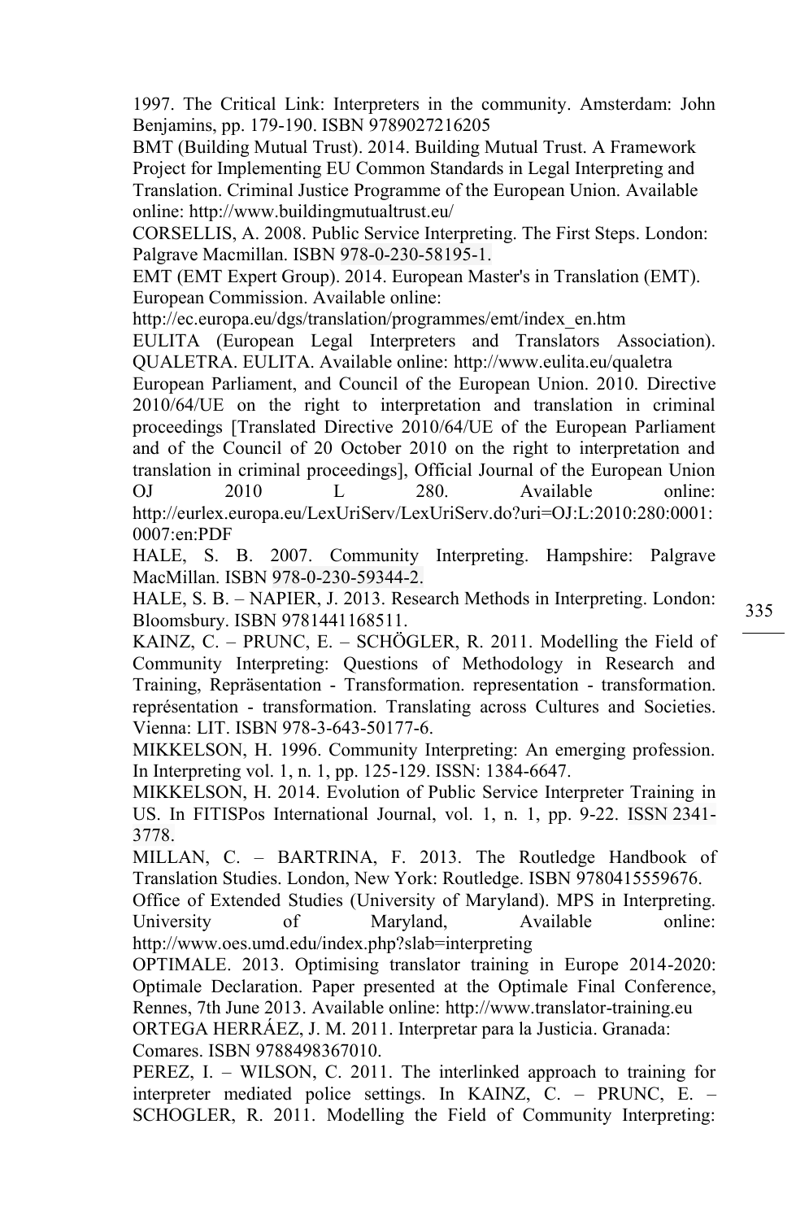1997. The Critical Link: Interpreters in the community. Amsterdam: John Benjamins, pp. 179-190. ISBN 9789027216205

BMT (Building Mutual Trust). 2014. Building Mutual Trust. A Framework Project for Implementing EU Common Standards in Legal Interpreting and Translation. Criminal Justice Programme of the European Union. Available online: http://www.buildingmutualtrust.eu/

CORSELLIS, A. 2008. Public Service Interpreting. The First Steps. London: Palgrave Macmillan. ISBN 978-0-230-58195-1.

EMT (EMT Expert Group). 2014. European Master's in Translation (EMT). European Commission. Available online: http://ec.europa.eu/dgs/translation/programmes/emt/index_en.htm

EULITA (European Legal Interpreters and Translators Association). QUALETRA. EULITA. Available online: http://www.eulita.eu/qualetra

European Parliament, and Council of the European Union. 2010. Directive 2010/64/UE on the right to interpretation and translation in criminal proceedings [Translated Directive 2010/64/UE of the European Parliament and of the Council of 20 October 2010 on the right to interpretation and translation in criminal proceedings], Official Journal of the European Union OJ 2010 L 280. Available online: http://eurlex.europa.eu/LexUriServ/LexUriServ.do?uri=OJ:L:2010:280:0001:0007:en:PDF

HALE, S. B. 2007. Community Interpreting. Hampshire: Palgrave MacMillan. ISBN 978-0-230-59344-2.

HALE, S. B. – NAPIER, J. 2013. Research Methods in Interpreting. London: Bloomsbury. ISBN 9781441168511.

KAINZ, C. – PRUNC, E. – SCHÖGLER, R. 2011. Modelling the Field of Community Interpreting: Questions of Methodology in Research and Training, Repräsentation - Transformation. representation - transformation. représentation - transformation. Translating across Cultures and Societies. Vienna: LIT. ISBN 978-3-643-50177-6.

MIKKELSON, H. 1996. Community Interpreting: An emerging profession. In Interpreting vol. 1, n. 1, pp. 125-129. ISSN: 1384-6647.

MIKKELSON, H. 2014. Evolution of Public Service Interpreter Training in US. In FITISPos International Journal, vol. 1, n. 1, pp. 9-22. ISSN 2341-3778.

MILLAN, C. – BARTRINA, F. 2013. The Routledge Handbook of Translation Studies. London, New York: Routledge. ISBN 9780415559676.

Office of Extended Studies (University of Maryland). MPS in Interpreting. University of Maryland, Available online: http://www.oes.umd.edu/index.php?slab=interpreting

OPTIMALE. 2013. Optimising translator training in Europe 2014-2020: Optimale Declaration. Paper presented at the Optimale Final Conference, Rennes, 7th June 2013. Available online: http://www.translator-training.eu

ORTEGA HERRÁEZ, J. M. 2011. Interpretar para la Justicia. Granada: Comares. ISBN 9788498367010.

PEREZ, I. – WILSON, C. 2011. The interlinked approach to training for interpreter mediated police settings. In KAINZ, C. – PRUNC, E. – SCHOGLER, R. 2011. Modelling the Field of Community Interpreting: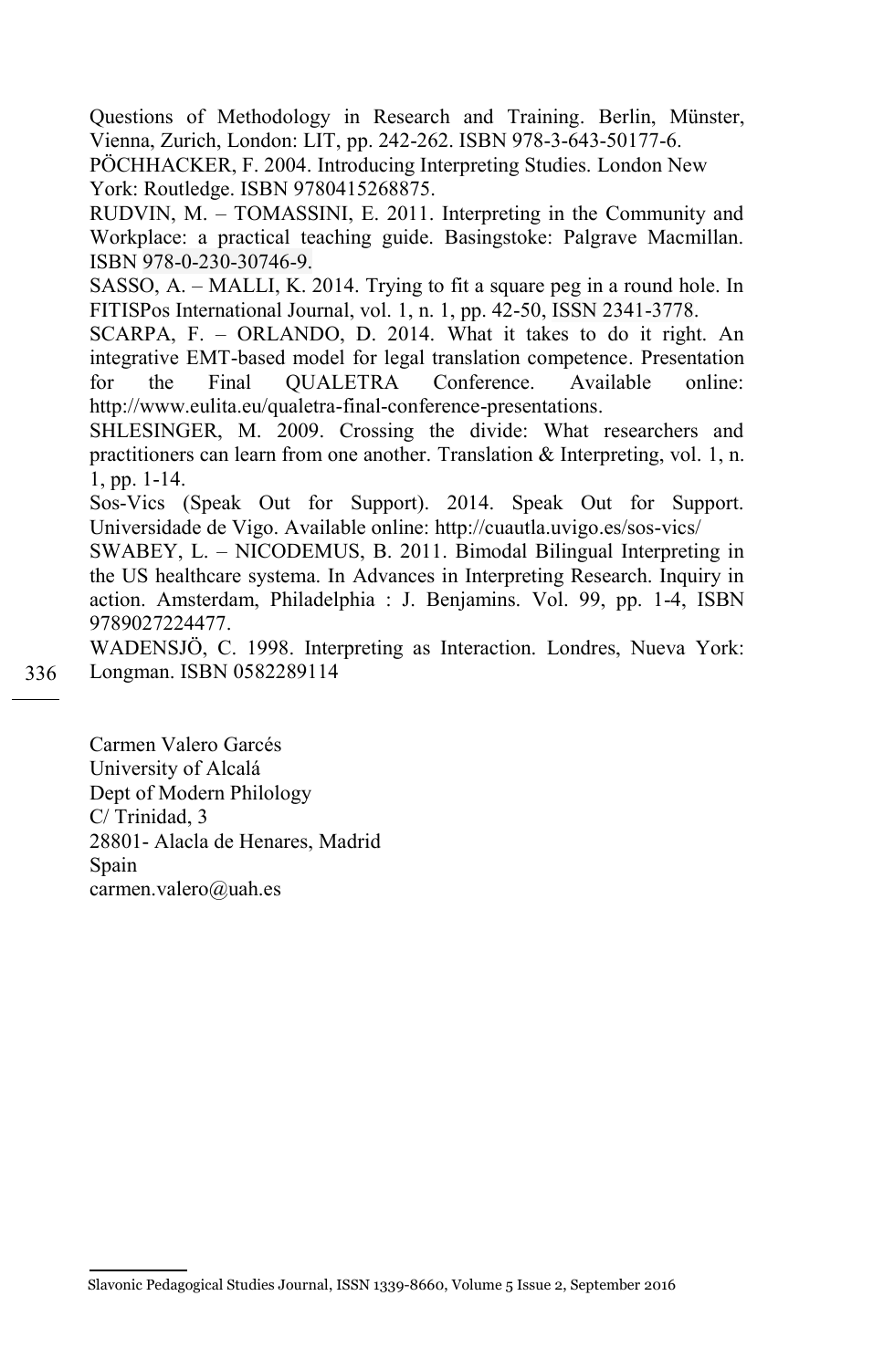Questions of Methodology in Research and Training. Berlin, Münster, Vienna, Zurich, London: LIT, pp. 242-262. ISBN 978-3-643-50177-6.

PÖCHHACKER, F. 2004. Introducing Interpreting Studies. London New York: Routledge. ISBN 9780415268875.

RUDVIN, M. – TOMASSINI, E. 2011. Interpreting in the Community and Workplace: a practical teaching guide. Basingstoke: Palgrave Macmillan. ISBN 978-0-230-30746-9.

SASSO, A. – MALLI, K. 2014. Trying to fit a square peg in a round hole. In FITISPos International Journal, vol. 1, n. 1, pp. 42-50, ISSN 2341-3778.

SCARPA, F. – ORLANDO, D. 2014. What it takes to do it right. An integrative EMT-based model for legal translation competence. Presentation for the Final QUALETRA Conference. Available online: http://www.eulita.eu/qualetra-final-conference-presentations.

SHLESINGER, M. 2009. Crossing the divide: What researchers and practitioners can learn from one another. Translation & Interpreting, vol. 1, n. 1, pp. 1-14.

Sos-Vics (Speak Out for Support). 2014. Speak Out for Support. Universidade de Vigo. Available online: http://cuautla.uvigo.es/sos-vics/

SWABEY, L. – NICODEMUS, B. 2011. Bimodal Bilingual Interpreting in the US healthcare systema. In Advances in Interpreting Research. Inquiry in action. Amsterdam, Philadelphia : J. Benjamins. Vol. 99, pp. 1-4, ISBN 9789027224477.

WADENSJÖ, C. 1998. Interpreting as Interaction. Londres, Nueva York: Longman. ISBN 0582289114

Carmen Valero Garcés
University of Alcalá
Dept of Modern Philology
C/ Trinidad, 3
28801- Alacla de Henares, Madrid
Spain
carmen.valero@uah.es